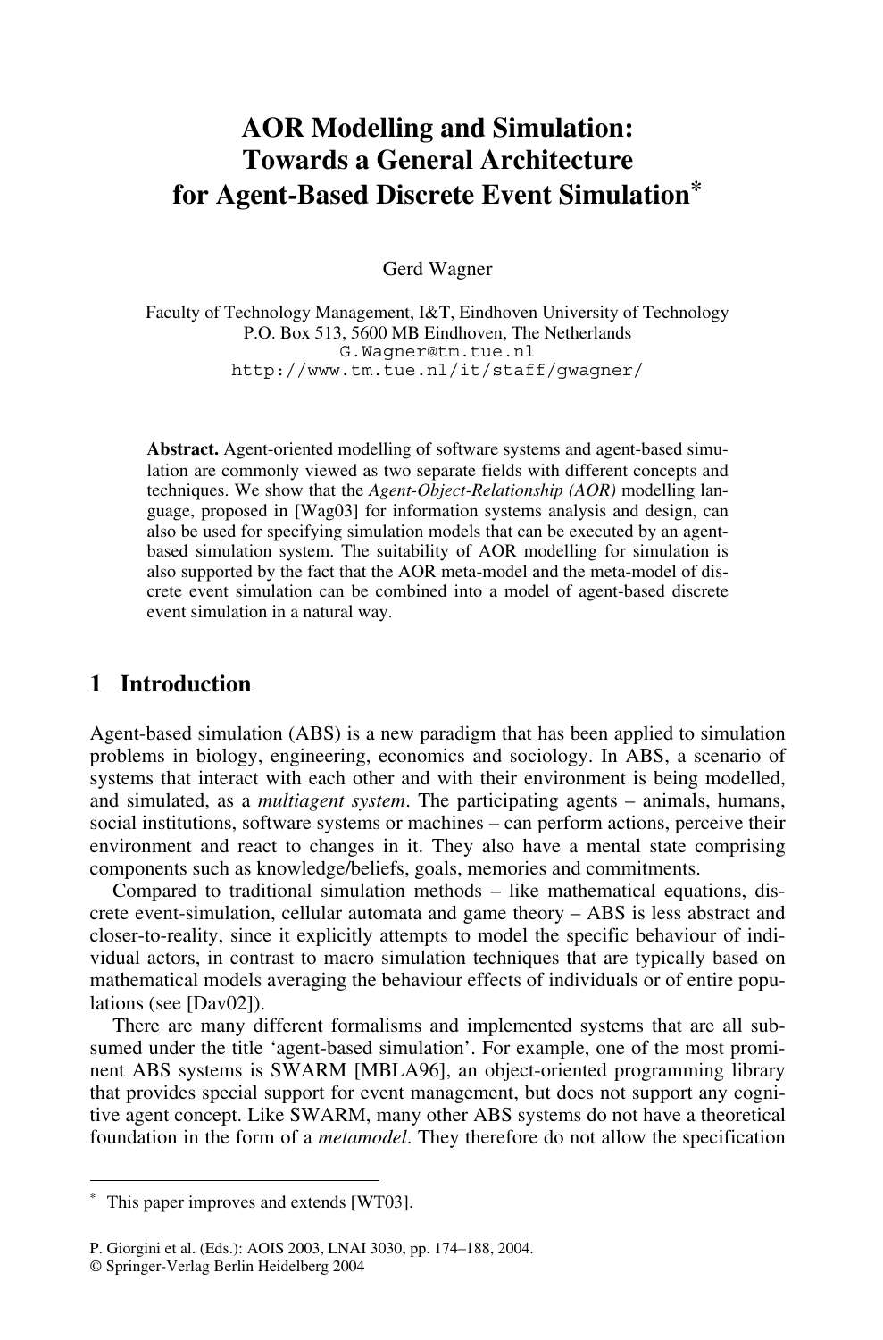# AOR Modelling and Simulation: Towards a General Architecture for Agent-Based Discrete Event Simulation*

Gerd Wagner

Faculty of Technology Management, I&T, Eindhoven University of Technology
P.O. Box 513, 5600 MB Eindhoven, The Netherlands
G.Wagner@tm.tue.nl
http://www.tm.tue.nl/it/staff/gwagner/

**Abstract.** Agent-oriented modelling of software systems and agent-based simulation are commonly viewed as two separate fields with different concepts and techniques. We show that the *Agent-Object-Relationship (AOR)* modelling language, proposed in [Wag03] for information systems analysis and design, can also be used for specifying simulation models that can be executed by an agent-based simulation system. The suitability of AOR modelling for simulation is also supported by the fact that the AOR meta-model and the meta-model of discrete event simulation can be combined into a model of agent-based discrete event simulation in a natural way.

## 1 Introduction

Agent-based simulation (ABS) is a new paradigm that has been applied to simulation problems in biology, engineering, economics and sociology. In ABS, a scenario of systems that interact with each other and with their environment is being modelled, and simulated, as a *multiagent system*. The participating agents – animals, humans, social institutions, software systems or machines – can perform actions, perceive their environment and react to changes in it. They also have a mental state comprising components such as knowledge/beliefs, goals, memories and commitments.

Compared to traditional simulation methods – like mathematical equations, discrete event-simulation, cellular automata and game theory – ABS is less abstract and closer-to-reality, since it explicitly attempts to model the specific behaviour of individual actors, in contrast to macro simulation techniques that are typically based on mathematical models averaging the behaviour effects of individuals or of entire populations (see [Dav02]).

There are many different formalisms and implemented systems that are all subsumed under the title 'agent-based simulation'. For example, one of the most prominent ABS systems is SWARM [MBLA96], an object-oriented programming library that provides special support for event management, but does not support any cognitive agent concept. Like SWARM, many other ABS systems do not have a theoretical foundation in the form of a *metamodel*. They therefore do not allow the specification

* This paper improves and extends [WT03].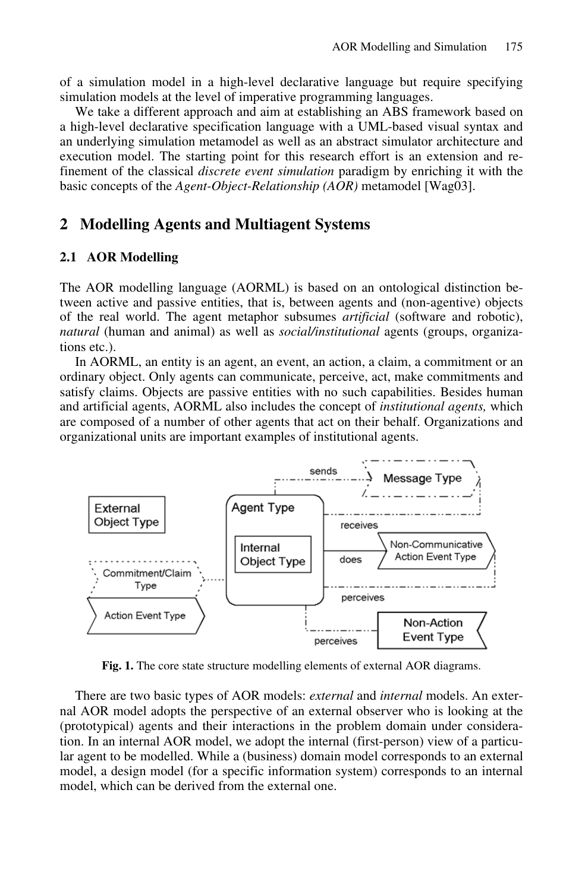of a simulation model in a high-level declarative language but require specifying simulation models at the level of imperative programming languages.

We take a different approach and aim at establishing an ABS framework based on a high-level declarative specification language with a UML-based visual syntax and an underlying simulation metamodel as well as an abstract simulator architecture and execution model. The starting point for this research effort is an extension and refinement of the classical *discrete event simulation* paradigm by enriching it with the basic concepts of the *Agent-Object-Relationship (AOR)* metamodel [Wag03].

## 2 Modelling Agents and Multiagent Systems

### 2.1 AOR Modelling

The AOR modelling language (AORML) is based on an ontological distinction between active and passive entities, that is, between agents and (non-agentive) objects of the real world. The agent metaphor subsumes *artificial* (software and robotic), *natural* (human and animal) as well as *social/institutional* agents (groups, organizations etc.).

In AORML, an entity is an agent, an event, an action, a claim, a commitment or an ordinary object. Only agents can communicate, perceive, act, make commitments and satisfy claims. Objects are passive entities with no such capabilities. Besides human and artificial agents, AORML also includes the concept of *institutional agents,* which are composed of a number of other agents that act on their behalf. Organizations and organizational units are important examples of institutional agents.

**Fig. 1.** The core state structure modelling elements of external AOR diagrams.

There are two basic types of AOR models: *external* and *internal* models. An external AOR model adopts the perspective of an external observer who is looking at the (prototypical) agents and their interactions in the problem domain under consideration. In an internal AOR model, we adopt the internal (first-person) view of a particular agent to be modelled. While a (business) domain model corresponds to an external model, a design model (for a specific information system) corresponds to an internal model, which can be derived from the external one.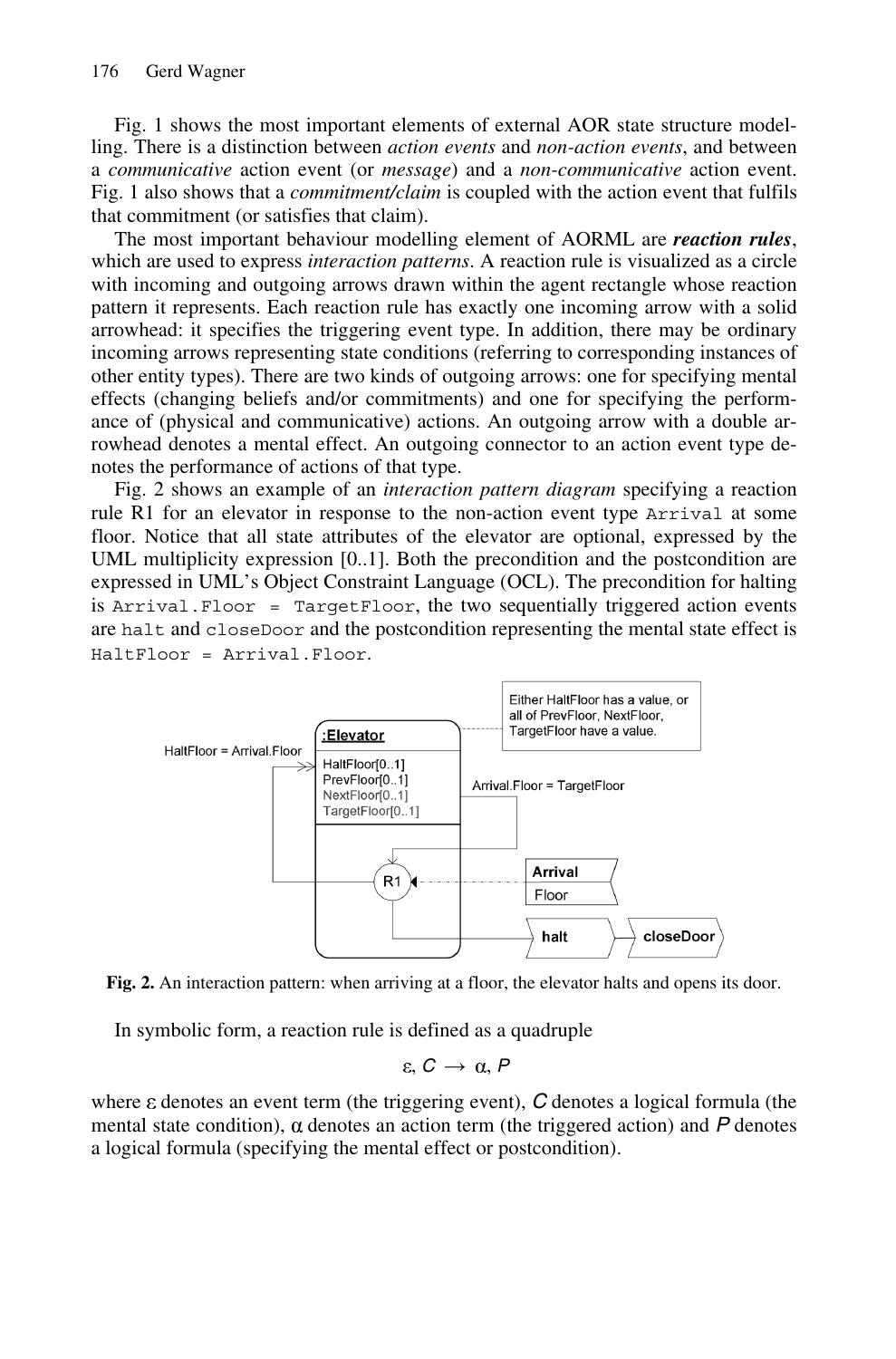Fig. 1 shows the most important elements of external AOR state structure modelling. There is a distinction between *action events* and *non-action events*, and between a *communicative* action event (or *message*) and a *non-communicative* action event. Fig. 1 also shows that a *commitment/claim* is coupled with the action event that fulfils that commitment (or satisfies that claim).

The most important behaviour modelling element of AORML are ***reaction rules***, which are used to express *interaction patterns*. A reaction rule is visualized as a circle with incoming and outgoing arrows drawn within the agent rectangle whose reaction pattern it represents. Each reaction rule has exactly one incoming arrow with a solid arrowhead: it specifies the triggering event type. In addition, there may be ordinary incoming arrows representing state conditions (referring to corresponding instances of other entity types). There are two kinds of outgoing arrows: one for specifying mental effects (changing beliefs and/or commitments) and one for specifying the performance of (physical and communicative) actions. An outgoing arrow with a double arrowhead denotes a mental effect. An outgoing connector to an action event type denotes the performance of actions of that type.

Fig. 2 shows an example of an *interaction pattern diagram* specifying a reaction rule R1 for an elevator in response to the non-action event type `Arrival` at some floor. Notice that all state attributes of the elevator are optional, expressed by the UML multiplicity expression [0..1]. Both the precondition and the postcondition are expressed in UML's Object Constraint Language (OCL). The precondition for halting is `Arrival.Floor = TargetFloor`, the two sequentially triggered action events are `halt` and `closeDoor` and the postcondition representing the mental state effect is `HaltFloor = Arrival.Floor`.

:Elevator

HaltFloor[0..1]
PrevFloor[0..1]
NextFloor[0..1]
TargetFloor[0..1]

Either HaltFloor has a value, or all of PrevFloor, NextFloor, TargetFloor have a value.

HaltFloor = Arrival.Floor

Arrival.Floor = TargetFloor

R1

Arrival
Floor

halt

closeDoor

**Fig. 2.** An interaction pattern: when arriving at a floor, the elevator halts and opens its door.

In symbolic form, a reaction rule is defined as a quadruple

$$\varepsilon, C \rightarrow \alpha, P$$

where $\varepsilon$ denotes an event term (the triggering event), $C$ denotes a logical formula (the mental state condition), $\alpha$ denotes an action term (the triggered action) and $P$ denotes a logical formula (specifying the mental effect or postcondition).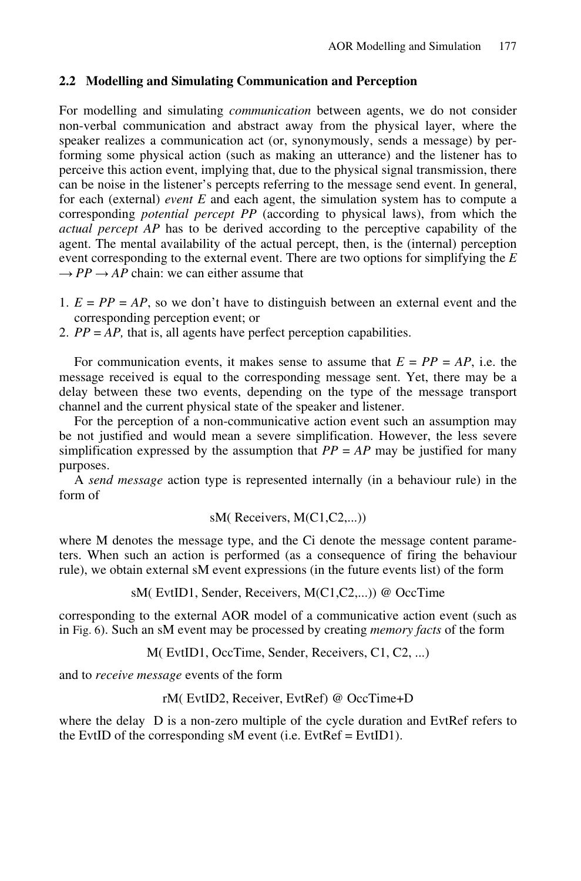### 2.2 Modelling and Simulating Communication and Perception

For modelling and simulating *communication* between agents, we do not consider non-verbal communication and abstract away from the physical layer, where the speaker realizes a communication act (or, synonymously, sends a message) by performing some physical action (such as making an utterance) and the listener has to perceive this action event, implying that, due to the physical signal transmission, there can be noise in the listener's percepts referring to the message send event. In general, for each (external) *event E* and each agent, the simulation system has to compute a corresponding *potential percept PP* (according to physical laws), from which the *actual percept AP* has to be derived according to the perceptive capability of the agent. The mental availability of the actual percept, then, is the (internal) perception event corresponding to the external event. There are two options for simplifying the $E \rightarrow PP \rightarrow AP$ chain: we can either assume that

1. $E = PP = AP$, so we don't have to distinguish between an external event and the corresponding perception event; or
2. $PP = AP$, that is, all agents have perfect perception capabilities.

For communication events, it makes sense to assume that $E = PP = AP$, i.e. the message received is equal to the corresponding message sent. Yet, there may be a delay between these two events, depending on the type of the message transport channel and the current physical state of the speaker and listener.

For the perception of a non-communicative action event such an assumption may be not justified and would mean a severe simplification. However, the less severe simplification expressed by the assumption that $PP = AP$ may be justified for many purposes.

A *send message* action type is represented internally (in a behaviour rule) in the form of

sM( Receivers, M(C1,C2,...))

where M denotes the message type, and the Ci denote the message content parameters. When such an action is performed (as a consequence of firing the behaviour rule), we obtain external sM event expressions (in the future events list) of the form

sM( EvtID1, Sender, Receivers, M(C1,C2,...)) @ OccTime

corresponding to the external AOR model of a communicative action event (such as in Fig. 6). Such an sM event may be processed by creating *memory facts* of the form

M( EvtID1, OccTime, Sender, Receivers, C1, C2, ...)

and to *receive message* events of the form

rM( EvtID2, Receiver, EvtRef) @ OccTime+D

where the delay D is a non-zero multiple of the cycle duration and EvtRef refers to the EvtID of the corresponding sM event (i.e. EvtRef = EvtID1).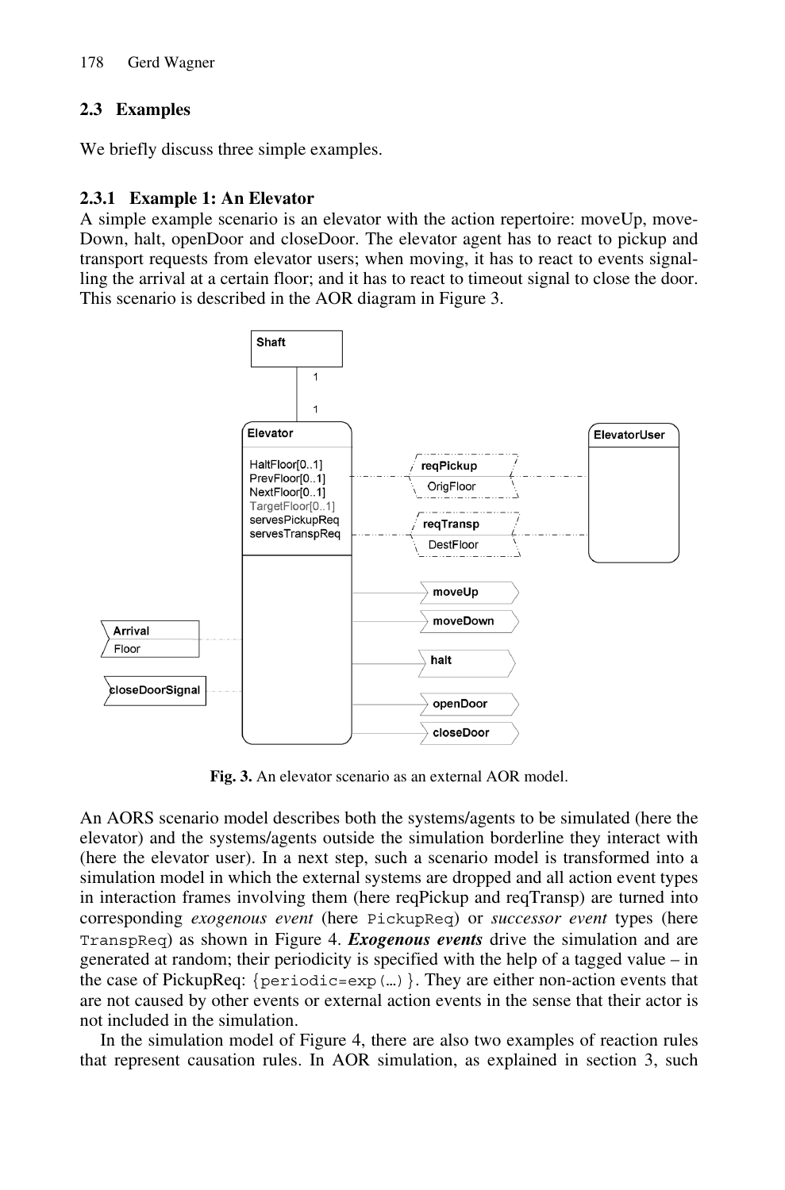### 2.3 Examples

We briefly discuss three simple examples.

#### 2.3.1 Example 1: An Elevator

A simple example scenario is an elevator with the action repertoire: moveUp, moveDown, halt, openDoor and closeDoor. The elevator agent has to react to pickup and transport requests from elevator users; when moving, it has to react to events signalling the arrival at a certain floor; and it has to react to timeout signal to close the door. This scenario is described in the AOR diagram in Figure 3.

**Fig. 3.** An elevator scenario as an external AOR model.

An AORS scenario model describes both the systems/agents to be simulated (here the elevator) and the systems/agents outside the simulation borderline they interact with (here the elevator user). In a next step, such a scenario model is transformed into a simulation model in which the external systems are dropped and all action event types in interaction frames involving them (here reqPickup and reqTransp) are turned into corresponding *exogenous event* (here `PickupReq`) or *successor event* types (here `TranspReq`) as shown in Figure 4. ***Exogenous events*** drive the simulation and are generated at random; their periodicity is specified with the help of a tagged value – in the case of PickupReq: `{periodic=exp(…)}`. They are either non-action events that are not caused by other events or external action events in the sense that their actor is not included in the simulation.

In the simulation model of Figure 4, there are also two examples of reaction rules that represent causation rules. In AOR simulation, as explained in section 3, such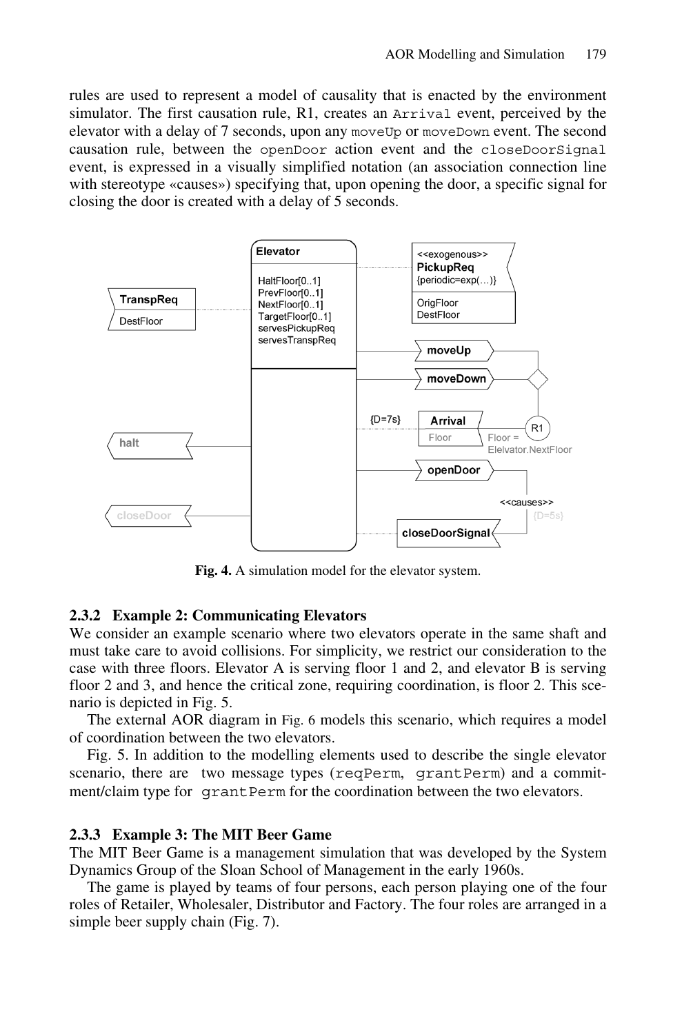rules are used to represent a model of causality that is enacted by the environment simulator. The first causation rule, R1, creates an `Arrival` event, perceived by the elevator with a delay of 7 seconds, upon any `moveUp` or `moveDown` event. The second causation rule, between the `openDoor` action event and the `closeDoorSignal` event, is expressed in a visually simplified notation (an association connection line with stereotype «causes») specifying that, upon opening the door, a specific signal for closing the door is created with a delay of 5 seconds.

**Fig. 4.** A simulation model for the elevator system.

### 2.3.2 Example 2: Communicating Elevators

We consider an example scenario where two elevators operate in the same shaft and must take care to avoid collisions. For simplicity, we restrict our consideration to the case with three floors. Elevator A is serving floor 1 and 2, and elevator B is serving floor 2 and 3, and hence the critical zone, requiring coordination, is floor 2. This scenario is depicted in Fig. 5.

The external AOR diagram in Fig. 6 models this scenario, which requires a model of coordination between the two elevators.

Fig. 5. In addition to the modelling elements used to describe the single elevator scenario, there are two message types (`reqPerm`, `grantPerm`) and a commitment/claim type for `grantPerm` for the coordination between the two elevators.

### 2.3.3 Example 3: The MIT Beer Game

The MIT Beer Game is a management simulation that was developed by the System Dynamics Group of the Sloan School of Management in the early 1960s.

The game is played by teams of four persons, each person playing one of the four roles of Retailer, Wholesaler, Distributor and Factory. The four roles are arranged in a simple beer supply chain (Fig. 7).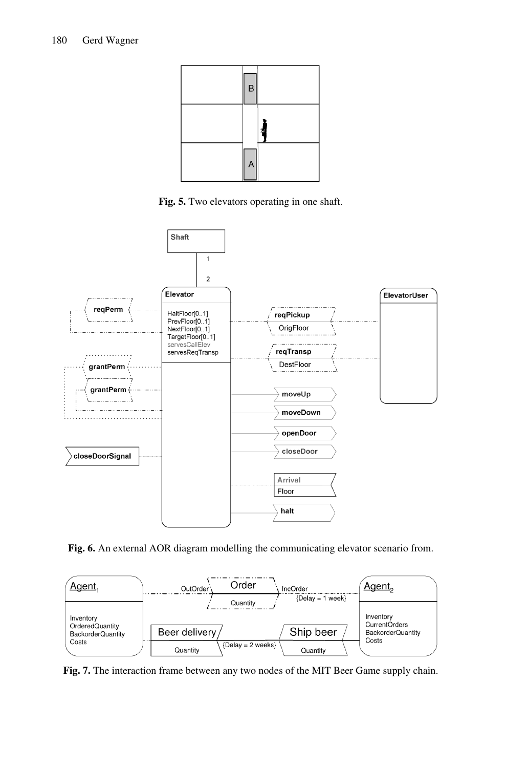**Fig. 5.** Two elevators operating in one shaft.

**Fig. 6.** An external AOR diagram modelling the communicating elevator scenario from.

**Fig. 7.** The interaction frame between any two nodes of the MIT Beer Game supply chain.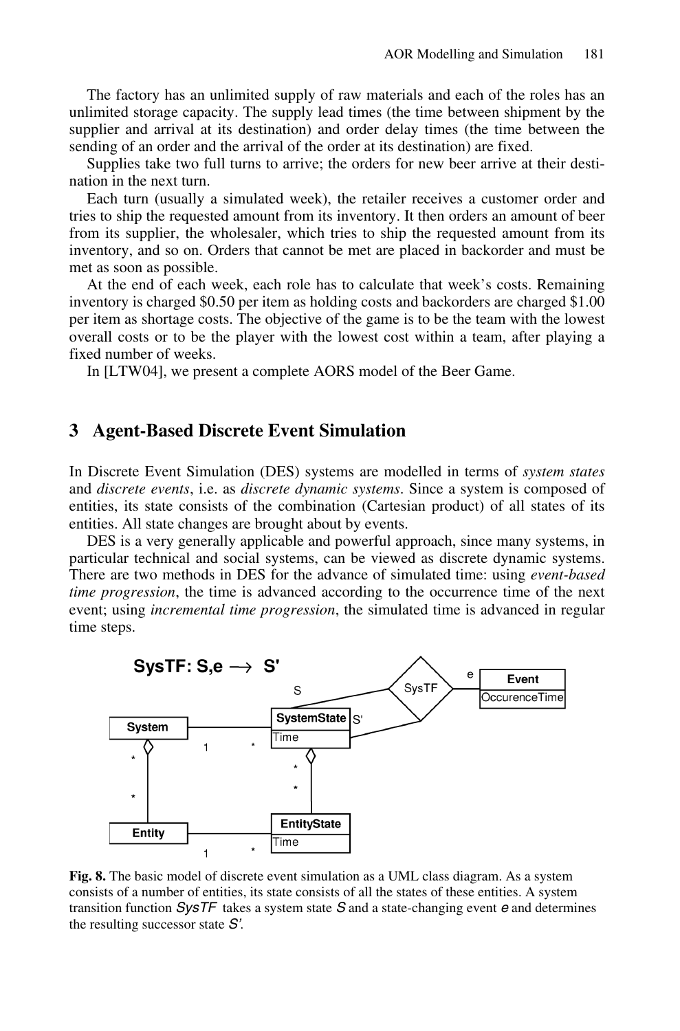The factory has an unlimited supply of raw materials and each of the roles has an unlimited storage capacity. The supply lead times (the time between shipment by the supplier and arrival at its destination) and order delay times (the time between the sending of an order and the arrival of the order at its destination) are fixed.

Supplies take two full turns to arrive; the orders for new beer arrive at their destination in the next turn.

Each turn (usually a simulated week), the retailer receives a customer order and tries to ship the requested amount from its inventory. It then orders an amount of beer from its supplier, the wholesaler, which tries to ship the requested amount from its inventory, and so on. Orders that cannot be met are placed in backorder and must be met as soon as possible.

At the end of each week, each role has to calculate that week's costs. Remaining inventory is charged \$0.50 per item as holding costs and backorders are charged \$1.00 per item as shortage costs. The objective of the game is to be the team with the lowest overall costs or to be the player with the lowest cost within a team, after playing a fixed number of weeks.

In [LTW04], we present a complete AORS model of the Beer Game.

## 3 Agent-Based Discrete Event Simulation

In Discrete Event Simulation (DES) systems are modelled in terms of *system states* and *discrete events*, i.e. as *discrete dynamic systems*. Since a system is composed of entities, its state consists of the combination (Cartesian product) of all states of its entities. All state changes are brought about by events.

DES is a very generally applicable and powerful approach, since many systems, in particular technical and social systems, can be viewed as discrete dynamic systems. There are two methods in DES for the advance of simulated time: using *event-based time progression*, the time is advanced according to the occurrence time of the next event; using *incremental time progression*, the simulated time is advanced in regular time steps.

**SysTF: S,e ⟶ S′**

S

SysTF

e

Event

OccurenceTime

System

SystemState

S′

Time

1

\*

\*

\*

\*

\*

Entity

EntityState

Time

1

\*

**Fig. 8.** The basic model of discrete event simulation as a UML class diagram. As a system consists of a number of entities, its state consists of all the states of these entities. A system transition function *SysTF* takes a system state *S* and a state-changing event *e* and determines the resulting successor state *S′*.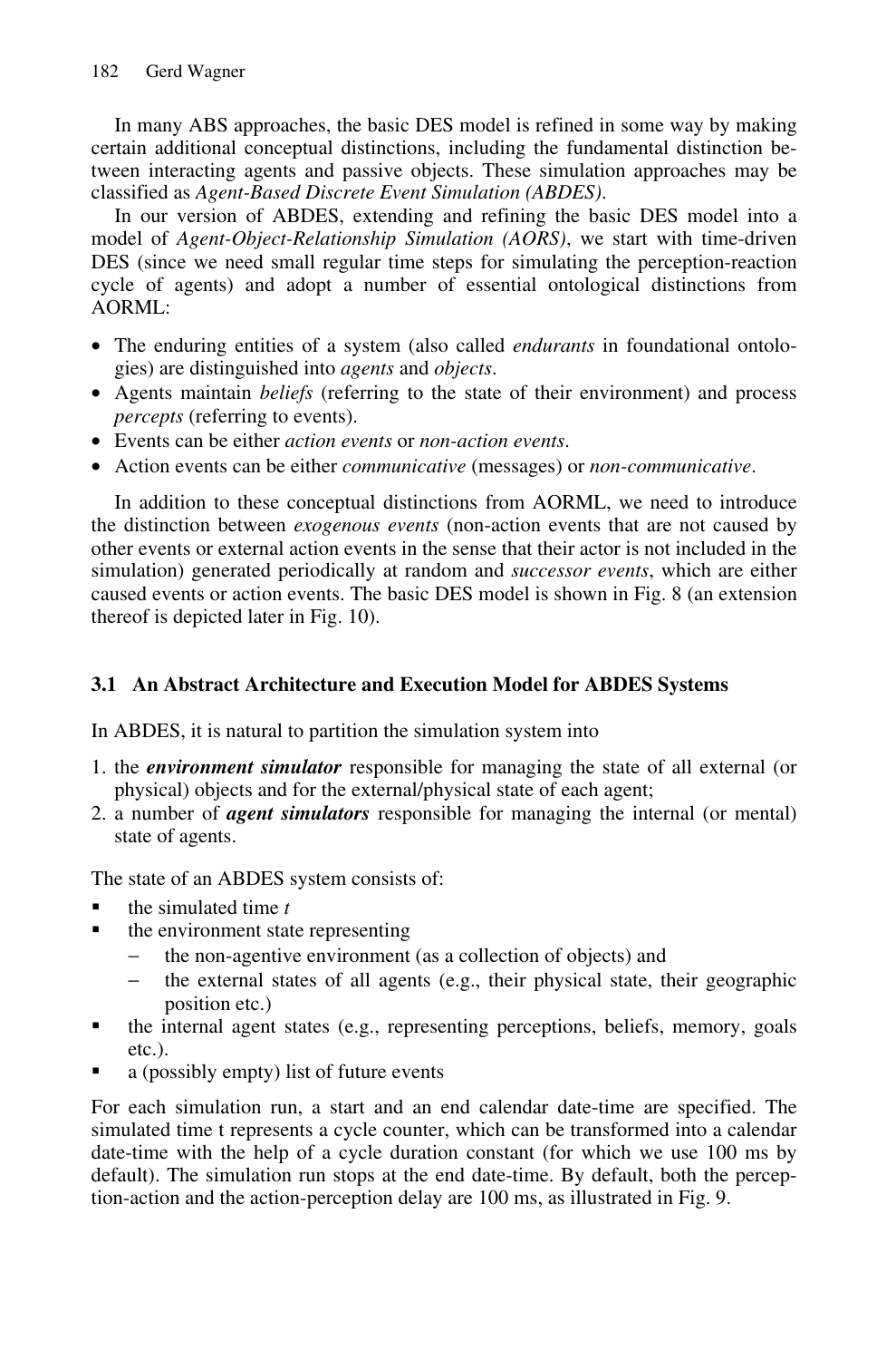In many ABS approaches, the basic DES model is refined in some way by making certain additional conceptual distinctions, including the fundamental distinction between interacting agents and passive objects. These simulation approaches may be classified as *Agent-Based Discrete Event Simulation (ABDES)*.

In our version of ABDES, extending and refining the basic DES model into a model of *Agent-Object-Relationship Simulation (AORS)*, we start with time-driven DES (since we need small regular time steps for simulating the perception-reaction cycle of agents) and adopt a number of essential ontological distinctions from AORML:

- The enduring entities of a system (also called *endurants* in foundational ontologies) are distinguished into *agents* and *objects*.
- Agents maintain *beliefs* (referring to the state of their environment) and process *percepts* (referring to events).
- Events can be either *action events* or *non-action events*.
- Action events can be either *communicative* (messages) or *non-communicative*.

In addition to these conceptual distinctions from AORML, we need to introduce the distinction between *exogenous events* (non-action events that are not caused by other events or external action events in the sense that their actor is not included in the simulation) generated periodically at random and *successor events*, which are either caused events or action events. The basic DES model is shown in Fig. 8 (an extension thereof is depicted later in Fig. 10).

### 3.1 An Abstract Architecture and Execution Model for ABDES Systems

In ABDES, it is natural to partition the simulation system into

1. the ***environment simulator*** responsible for managing the state of all external (or physical) objects and for the external/physical state of each agent;
2. a number of ***agent simulators*** responsible for managing the internal (or mental) state of agents.

The state of an ABDES system consists of:

- the simulated time $t$
- the environment state representing
  - the non-agentive environment (as a collection of objects) and
  - the external states of all agents (e.g., their physical state, their geographic position etc.)
- the internal agent states (e.g., representing perceptions, beliefs, memory, goals etc.).
- a (possibly empty) list of future events

For each simulation run, a start and an end calendar date-time are specified. The simulated time t represents a cycle counter, which can be transformed into a calendar date-time with the help of a cycle duration constant (for which we use 100 ms by default). The simulation run stops at the end date-time. By default, both the perception-action and the action-perception delay are 100 ms, as illustrated in Fig. 9.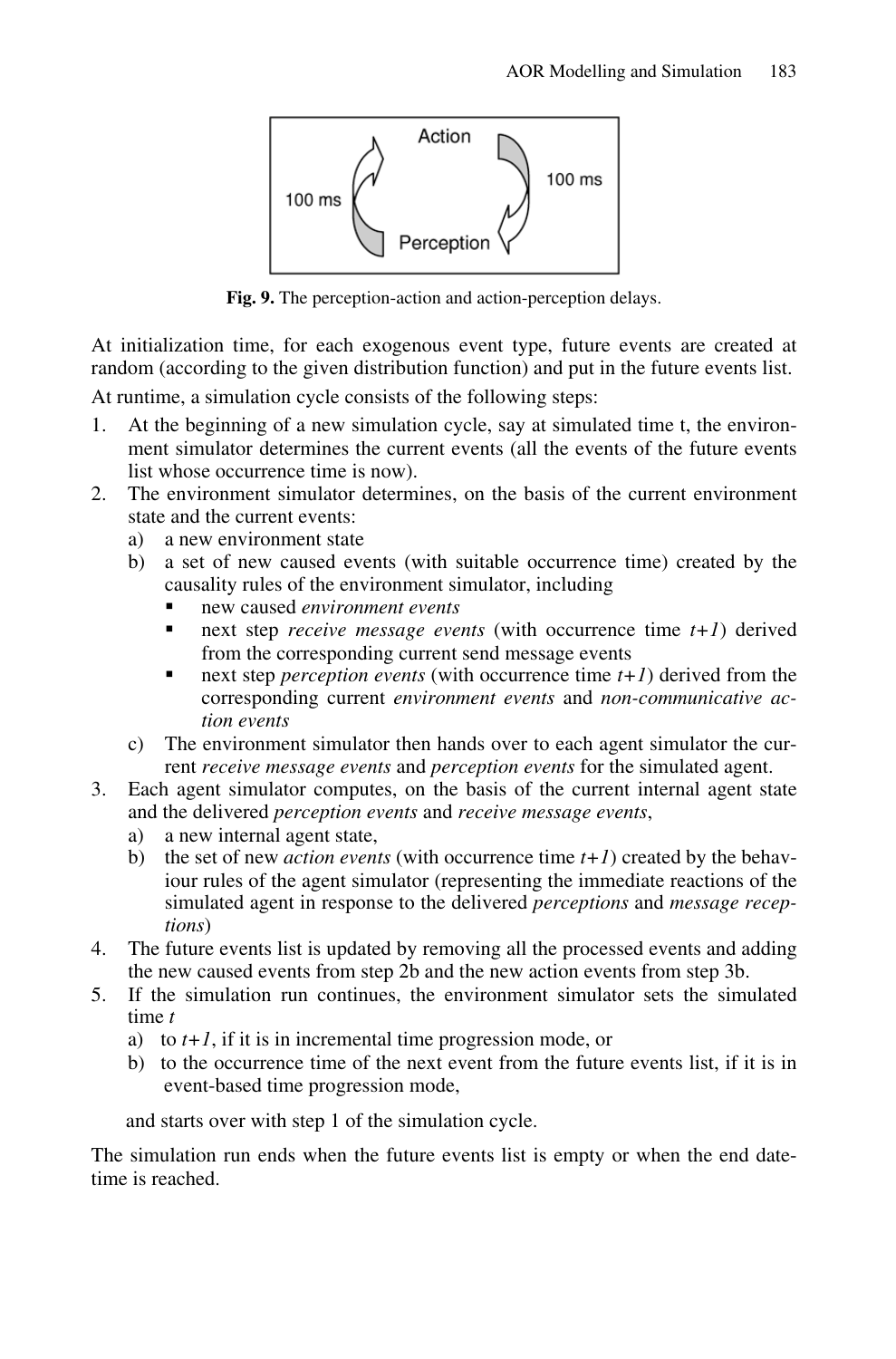**Fig. 9.** The perception-action and action-perception delays.

At initialization time, for each exogenous event type, future events are created at random (according to the given distribution function) and put in the future events list.

At runtime, a simulation cycle consists of the following steps:

1. At the beginning of a new simulation cycle, say at simulated time t, the environment simulator determines the current events (all the events of the future events list whose occurrence time is now).
2. The environment simulator determines, on the basis of the current environment state and the current events:
   a) a new environment state
   b) a set of new caused events (with suitable occurrence time) created by the causality rules of the environment simulator, including
      - new caused *environment events*
      - next step *receive message events* (with occurrence time *t+1*) derived from the corresponding current send message events
      - next step *perception events* (with occurrence time *t+1*) derived from the corresponding current *environment events* and *non-communicative action events*
   c) The environment simulator then hands over to each agent simulator the current *receive message events* and *perception events* for the simulated agent.
3. Each agent simulator computes, on the basis of the current internal agent state and the delivered *perception events* and *receive message events*,
   a) a new internal agent state,
   b) the set of new *action events* (with occurrence time *t+1*) created by the behaviour rules of the agent simulator (representing the immediate reactions of the simulated agent in response to the delivered *perceptions* and *message receptions*)
4. The future events list is updated by removing all the processed events and adding the new caused events from step 2b and the new action events from step 3b.
5. If the simulation run continues, the environment simulator sets the simulated time *t*
   a) to *t+1*, if it is in incremental time progression mode, or
   b) to the occurrence time of the next event from the future events list, if it is in event-based time progression mode,

   and starts over with step 1 of the simulation cycle.

The simulation run ends when the future events list is empty or when the end date-time is reached.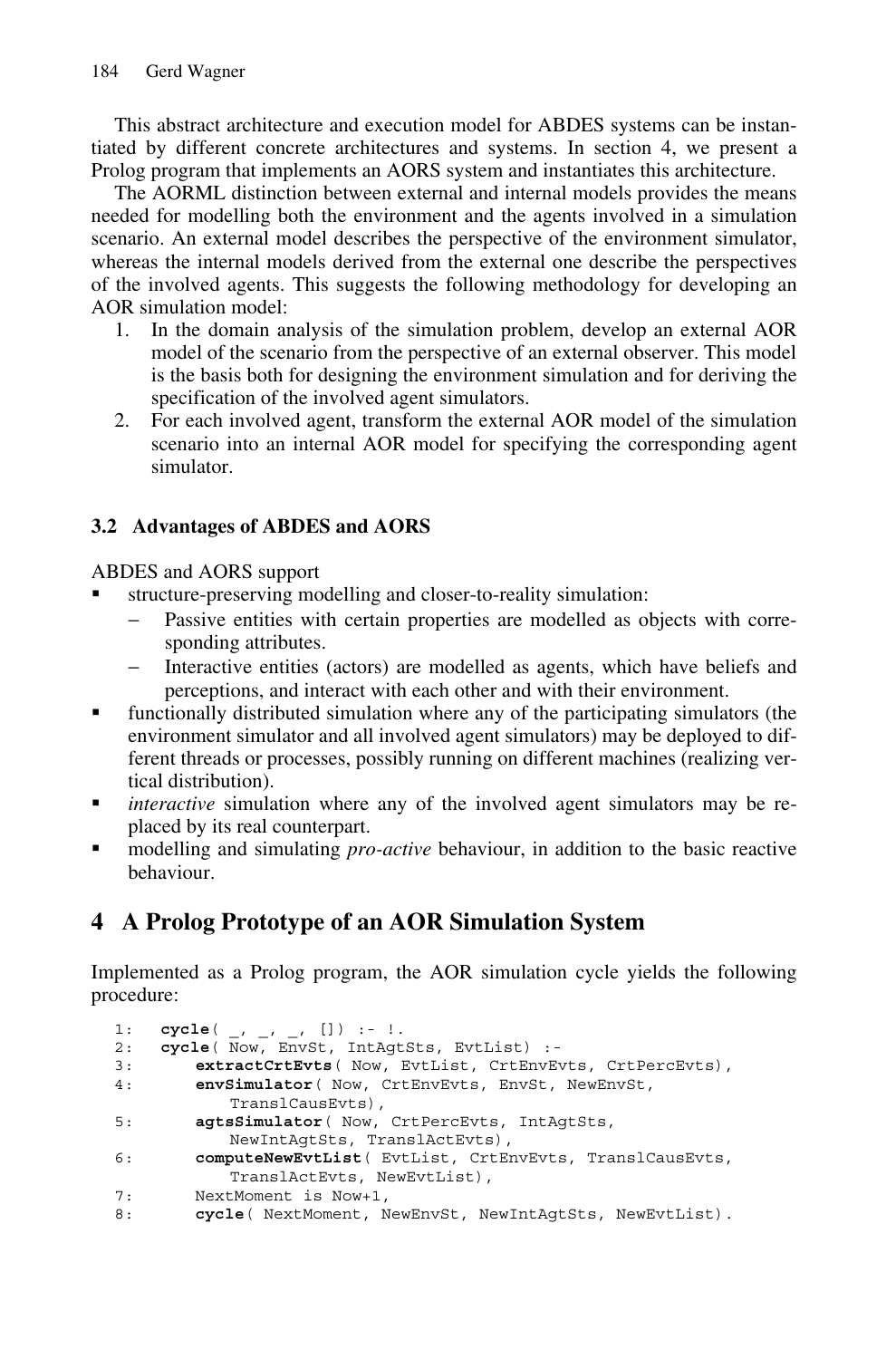This abstract architecture and execution model for ABDES systems can be instantiated by different concrete architectures and systems. In section 4, we present a Prolog program that implements an AORS system and instantiates this architecture.

The AORML distinction between external and internal models provides the means needed for modelling both the environment and the agents involved in a simulation scenario. An external model describes the perspective of the environment simulator, whereas the internal models derived from the external one describe the perspectives of the involved agents. This suggests the following methodology for developing an AOR simulation model:

1. In the domain analysis of the simulation problem, develop an external AOR model of the scenario from the perspective of an external observer. This model is the basis both for designing the environment simulation and for deriving the specification of the involved agent simulators.
2. For each involved agent, transform the external AOR model of the simulation scenario into an internal AOR model for specifying the corresponding agent simulator.

### 3.2 Advantages of ABDES and AORS

ABDES and AORS support

- structure-preserving modelling and closer-to-reality simulation:
  - Passive entities with certain properties are modelled as objects with corresponding attributes.
  - Interactive entities (actors) are modelled as agents, which have beliefs and perceptions, and interact with each other and with their environment.
- functionally distributed simulation where any of the participating simulators (the environment simulator and all involved agent simulators) may be deployed to different threads or processes, possibly running on different machines (realizing vertical distribution).
- *interactive* simulation where any of the involved agent simulators may be replaced by its real counterpart.
- modelling and simulating *pro-active* behaviour, in addition to the basic reactive behaviour.

## 4 A Prolog Prototype of an AOR Simulation System

Implemented as a Prolog program, the AOR simulation cycle yields the following procedure:

```
1:  cycle( _, _, _, []) :- !.
2:  cycle( Now, EnvSt, IntAgtSts, EvtList) :-
3:      extractCrtEvts( Now, EvtList, CrtEnvEvts, CrtPercEvts),
4:      envSimulator( Now, CrtEnvEvts, EnvSt, NewEnvSt,
            TranslCausEvts),
5:      agtsSimulator( Now, CrtPercEvts, IntAgtSts,
            NewIntAgtSts, TranslActEvts),
6:      computeNewEvtList( EvtList, CrtEnvEvts, TranslCausEvts,
            TranslActEvts, NewEvtList),
7:      NextMoment is Now+1,
8:      cycle( NextMoment, NewEnvSt, NewIntAgtSts, NewEvtList).
```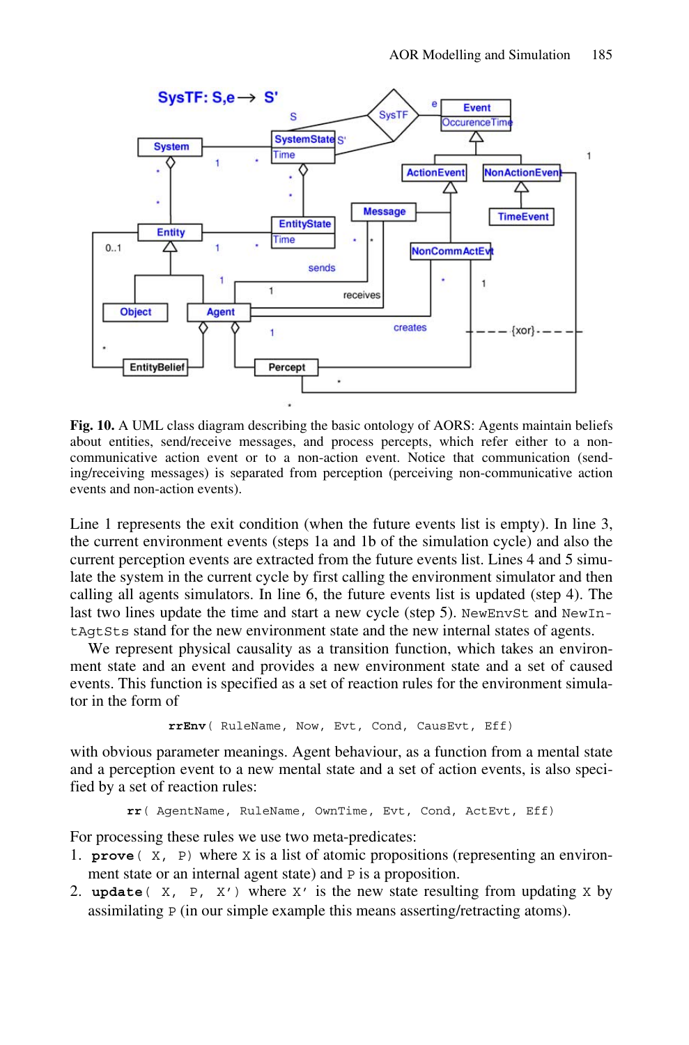**Fig. 10.** A UML class diagram describing the basic ontology of AORS: Agents maintain beliefs about entities, send/receive messages, and process percepts, which refer either to a non-communicative action event or to a non-action event. Notice that communication (sending/receiving messages) is separated from perception (perceiving non-communicative action events and non-action events).

Line 1 represents the exit condition (when the future events list is empty). In line 3, the current environment events (steps 1a and 1b of the simulation cycle) and also the current perception events are extracted from the future events list. Lines 4 and 5 simulate the system in the current cycle by first calling the environment simulator and then calling all agents simulators. In line 6, the future events list is updated (step 4). The last two lines update the time and start a new cycle (step 5). `NewEnvSt` and `NewIntAgtSts` stand for the new environment state and the new internal states of agents.

We represent physical causality as a transition function, which takes an environment state and an event and provides a new environment state and a set of caused events. This function is specified as a set of reaction rules for the environment simulator in the form of

```
rrEnv( RuleName, Now, Evt, Cond, CausEvt, Eff)
```

with obvious parameter meanings. Agent behaviour, as a function from a mental state and a perception event to a new mental state and a set of action events, is also specified by a set of reaction rules:

```
rr( AgentName, RuleName, OwnTime, Evt, Cond, ActEvt, Eff)
```

For processing these rules we use two meta-predicates:

1. **`prove( X, P)`** where `X` is a list of atomic propositions (representing an environment state or an internal agent state) and `P` is a proposition.
2. **`update( X, P, X')`** where `X'` is the new state resulting from updating `X` by assimilating `P` (in our simple example this means asserting/retracting atoms).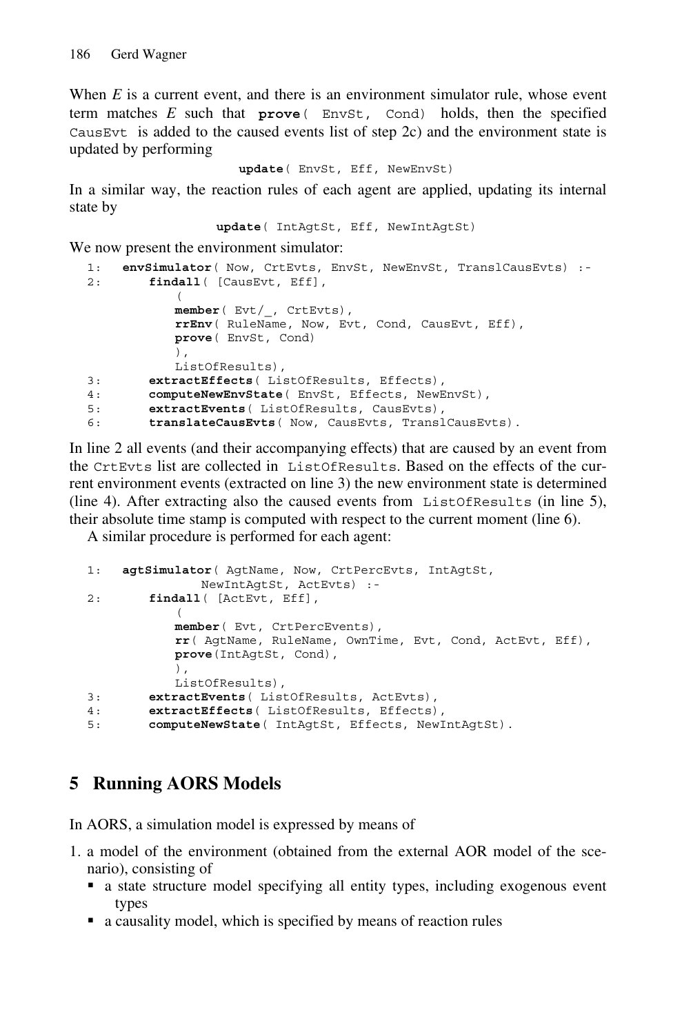When *E* is a current event, and there is an environment simulator rule, whose event term matches *E* such that `prove( EnvSt, Cond)` holds, then the specified `CausEvt` is added to the caused events list of step 2c) and the environment state is updated by performing

```
update( EnvSt, Eff, NewEnvSt)
```

In a similar way, the reaction rules of each agent are applied, updating its internal state by

```
update( IntAgtSt, Eff, NewIntAgtSt)
```

We now present the environment simulator:

```
1:  envSimulator( Now, CrtEvts, EnvSt, NewEnvSt, TranslCausEvts) :-
2:      findall( [CausEvt, Eff],
            (
            member( Evt/_, CrtEvts),
            rrEnv( RuleName, Now, Evt, Cond, CausEvt, Eff),
            prove( EnvSt, Cond)
            ),
            ListOfResults),
3:      extractEffects( ListOfResults, Effects),
4:      computeNewEnvState( EnvSt, Effects, NewEnvSt),
5:      extractEvents( ListOfResults, CausEvts),
6:      translateCausEvts( Now, CausEvts, TranslCausEvts).
```

In line 2 all events (and their accompanying effects) that are caused by an event from the `CrtEvts` list are collected in `ListOfResults`. Based on the effects of the current environment events (extracted on line 3) the new environment state is determined (line 4). After extracting also the caused events from `ListOfResults` (in line 5), their absolute time stamp is computed with respect to the current moment (line 6).

A similar procedure is performed for each agent:

```
1:  agtSimulator( AgtName, Now, CrtPercEvts, IntAgtSt,
                 NewIntAgtSt, ActEvts) :-
2:      findall( [ActEvt, Eff],
            (
            member( Evt, CrtPercEvents),
            rr( AgtName, RuleName, OwnTime, Evt, Cond, ActEvt, Eff),
            prove(IntAgtSt, Cond),
            ),
            ListOfResults),
3:      extractEvents( ListOfResults, ActEvts),
4:      extractEffects( ListOfResults, Effects),
5:      computeNewState( IntAgtSt, Effects, NewIntAgtSt).
```

## 5 Running AORS Models

In AORS, a simulation model is expressed by means of

1. a model of the environment (obtained from the external AOR model of the scenario), consisting of
   - a state structure model specifying all entity types, including exogenous event types
   - a causality model, which is specified by means of reaction rules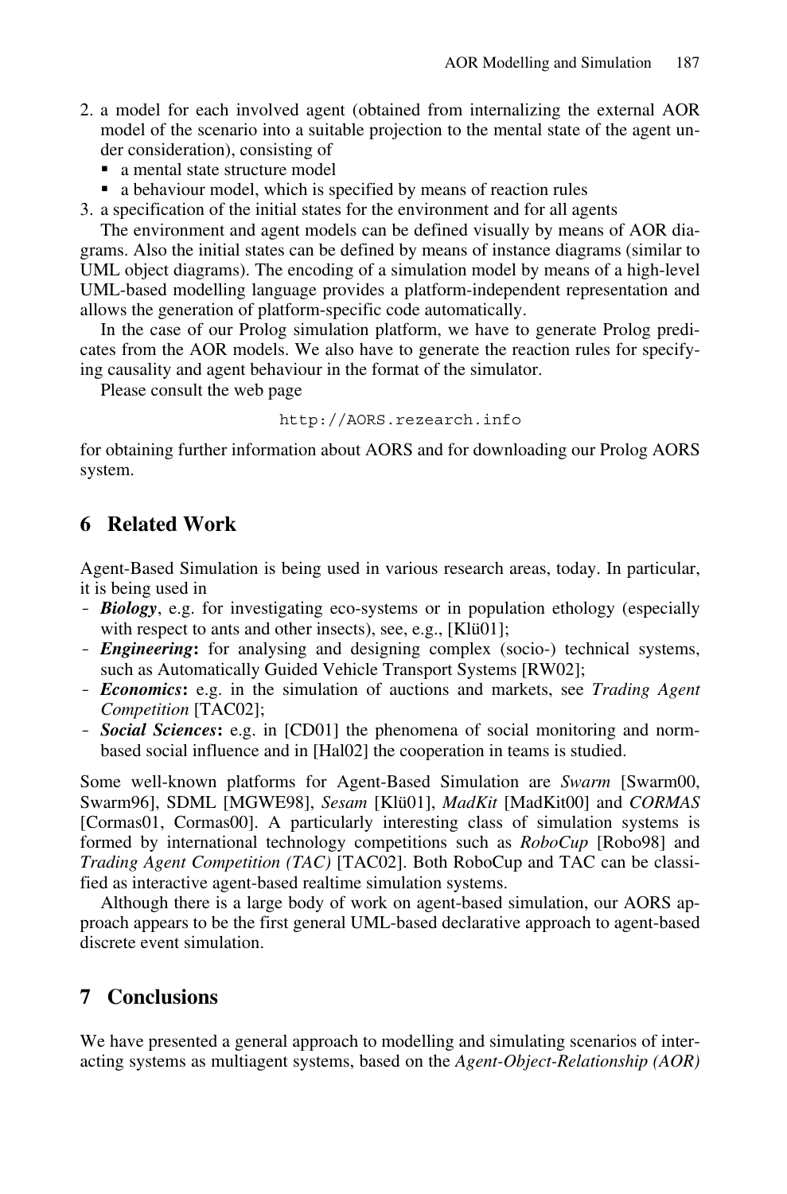2. a model for each involved agent (obtained from internalizing the external AOR model of the scenario into a suitable projection to the mental state of the agent under consideration), consisting of
   - a mental state structure model
   - a behaviour model, which is specified by means of reaction rules
3. a specification of the initial states for the environment and for all agents

The environment and agent models can be defined visually by means of AOR diagrams. Also the initial states can be defined by means of instance diagrams (similar to UML object diagrams). The encoding of a simulation model by means of a high-level UML-based modelling language provides a platform-independent representation and allows the generation of platform-specific code automatically.

In the case of our Prolog simulation platform, we have to generate Prolog predicates from the AOR models. We also have to generate the reaction rules for specifying causality and agent behaviour in the format of the simulator.

Please consult the web page

```
http://AORS.rezearch.info
```

for obtaining further information about AORS and for downloading our Prolog AORS system.

## 6 Related Work

Agent-Based Simulation is being used in various research areas, today. In particular, it is being used in

- ***Biology***, e.g. for investigating eco-systems or in population ethology (especially with respect to ants and other insects), see, e.g., [Klü01];
- ***Engineering*****:** for analysing and designing complex (socio-) technical systems, such as Automatically Guided Vehicle Transport Systems [RW02];
- ***Economics*****:** e.g. in the simulation of auctions and markets, see *Trading Agent Competition* [TAC02];
- ***Social Sciences*****:** e.g. in [CD01] the phenomena of social monitoring and norm-based social influence and in [Hal02] the cooperation in teams is studied.

Some well-known platforms for Agent-Based Simulation are *Swarm* [Swarm00, Swarm96], SDML [MGWE98], *Sesam* [Klü01], *MadKit* [MadKit00] and *CORMAS* [Cormas01, Cormas00]. A particularly interesting class of simulation systems is formed by international technology competitions such as *RoboCup* [Robo98] and *Trading Agent Competition (TAC)* [TAC02]. Both RoboCup and TAC can be classified as interactive agent-based realtime simulation systems.

Although there is a large body of work on agent-based simulation, our AORS approach appears to be the first general UML-based declarative approach to agent-based discrete event simulation.

## 7 Conclusions

We have presented a general approach to modelling and simulating scenarios of interacting systems as multiagent systems, based on the *Agent-Object-Relationship (AOR)*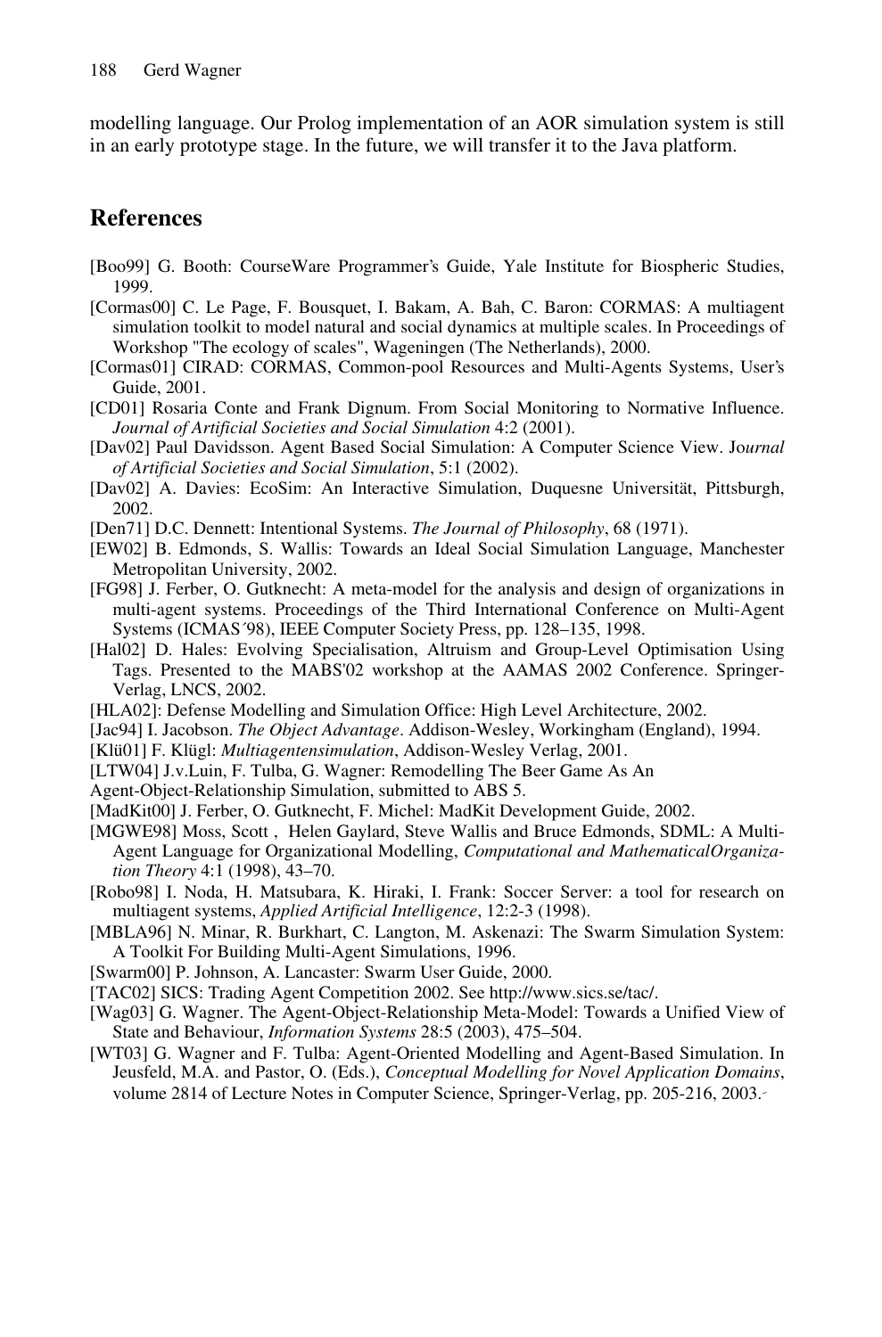modelling language. Our Prolog implementation of an AOR simulation system is still in an early prototype stage. In the future, we will transfer it to the Java platform.

## References

[Boo99] G. Booth: CourseWare Programmer's Guide, Yale Institute for Biospheric Studies, 1999.

[Cormas00] C. Le Page, F. Bousquet, I. Bakam, A. Bah, C. Baron: CORMAS: A multiagent simulation toolkit to model natural and social dynamics at multiple scales. In Proceedings of Workshop "The ecology of scales", Wageningen (The Netherlands), 2000.

[Cormas01] CIRAD: CORMAS, Common-pool Resources and Multi-Agents Systems, User's Guide, 2001.

[CD01] Rosaria Conte and Frank Dignum. From Social Monitoring to Normative Influence. *Journal of Artificial Societies and Social Simulation* 4:2 (2001).

[Dav02] Paul Davidsson. Agent Based Social Simulation: A Computer Science View. Jo*urnal of Artificial Societies and Social Simulation*, 5:1 (2002).

[Dav02] A. Davies: EcoSim: An Interactive Simulation, Duquesne Universität, Pittsburgh, 2002.

[Den71] D.C. Dennett: Intentional Systems. *The Journal of Philosophy*, 68 (1971).

[EW02] B. Edmonds, S. Wallis: Towards an Ideal Social Simulation Language, Manchester Metropolitan University, 2002.

[FG98] J. Ferber, O. Gutknecht: A meta-model for the analysis and design of organizations in multi-agent systems. Proceedings of the Third International Conference on Multi-Agent Systems (ICMAS´98), IEEE Computer Society Press, pp. 128–135, 1998.

[Hal02] D. Hales: Evolving Specialisation, Altruism and Group-Level Optimisation Using Tags. Presented to the MABS'02 workshop at the AAMAS 2002 Conference. Springer-Verlag, LNCS, 2002.

[HLA02]: Defense Modelling and Simulation Office: High Level Architecture, 2002.

[Jac94] I. Jacobson. *The Object Advantage*. Addison-Wesley, Workingham (England), 1994.

[Klü01] F. Klügl: *Multiagentensimulation*, Addison-Wesley Verlag, 2001.

[LTW04] J.v.Luin, F. Tulba, G. Wagner: Remodelling The Beer Game As An Agent-Object-Relationship Simulation, submitted to ABS 5.

[MadKit00] J. Ferber, O. Gutknecht, F. Michel: MadKit Development Guide, 2002.

[MGWE98] Moss, Scott , Helen Gaylard, Steve Wallis and Bruce Edmonds, SDML: A Multi-Agent Language for Organizational Modelling, *Computational and MathematicalOrganization Theory* 4:1 (1998), 43–70.

[Robo98] I. Noda, H. Matsubara, K. Hiraki, I. Frank: Soccer Server: a tool for research on multiagent systems, *Applied Artificial Intelligence*, 12:2-3 (1998).

[MBLA96] N. Minar, R. Burkhart, C. Langton, M. Askenazi: The Swarm Simulation System: A Toolkit For Building Multi-Agent Simulations, 1996.

[Swarm00] P. Johnson, A. Lancaster: Swarm User Guide, 2000.

[TAC02] SICS: Trading Agent Competition 2002. See http://www.sics.se/tac/.

[Wag03] G. Wagner. The Agent-Object-Relationship Meta-Model: Towards a Unified View of State and Behaviour, *Information Systems* 28:5 (2003), 475–504.

[WT03] G. Wagner and F. Tulba: Agent-Oriented Modelling and Agent-Based Simulation. In Jeusfeld, M.A. and Pastor, O. (Eds.), *Conceptual Modelling for Novel Application Domains*, volume 2814 of Lecture Notes in Computer Science, Springer-Verlag, pp. 205-216, 2003.